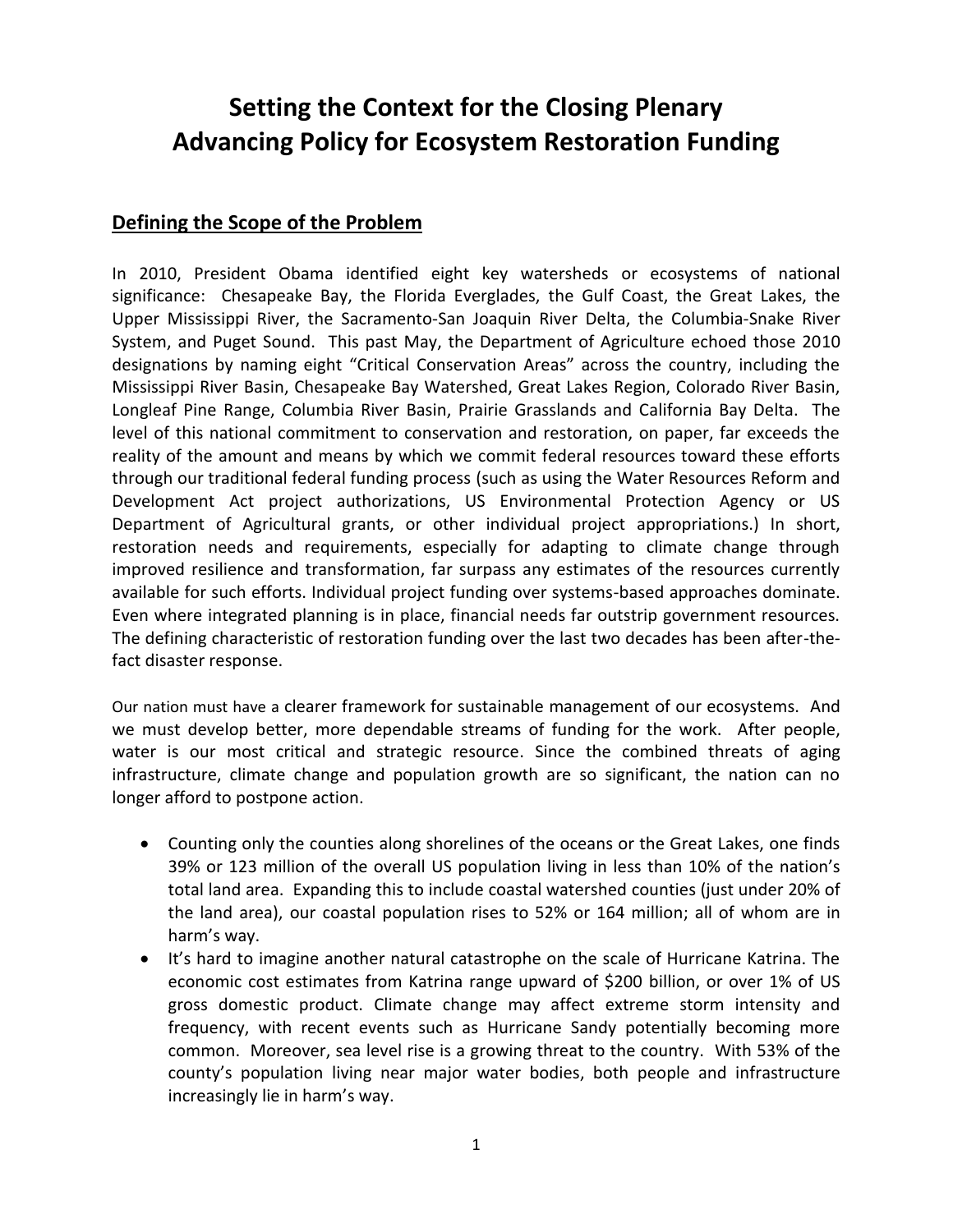# Setting the Context for the Closing Plenary
# Advancing Policy for Ecosystem Restoration Funding

## Defining the Scope of the Problem

In 2010, President Obama identified eight key watersheds or ecosystems of national significance: Chesapeake Bay, the Florida Everglades, the Gulf Coast, the Great Lakes, the Upper Mississippi River, the Sacramento-San Joaquin River Delta, the Columbia-Snake River System, and Puget Sound. This past May, the Department of Agriculture echoed those 2010 designations by naming eight "Critical Conservation Areas" across the country, including the Mississippi River Basin, Chesapeake Bay Watershed, Great Lakes Region, Colorado River Basin, Longleaf Pine Range, Columbia River Basin, Prairie Grasslands and California Bay Delta. The level of this national commitment to conservation and restoration, on paper, far exceeds the reality of the amount and means by which we commit federal resources toward these efforts through our traditional federal funding process (such as using the Water Resources Reform and Development Act project authorizations, US Environmental Protection Agency or US Department of Agricultural grants, or other individual project appropriations.) In short, restoration needs and requirements, especially for adapting to climate change through improved resilience and transformation, far surpass any estimates of the resources currently available for such efforts. Individual project funding over systems-based approaches dominate. Even where integrated planning is in place, financial needs far outstrip government resources. The defining characteristic of restoration funding over the last two decades has been after-the-fact disaster response.

Our nation must have a clearer framework for sustainable management of our ecosystems. And we must develop better, more dependable streams of funding for the work. After people, water is our most critical and strategic resource. Since the combined threats of aging infrastructure, climate change and population growth are so significant, the nation can no longer afford to postpone action.

- Counting only the counties along shorelines of the oceans or the Great Lakes, one finds 39% or 123 million of the overall US population living in less than 10% of the nation's total land area. Expanding this to include coastal watershed counties (just under 20% of the land area), our coastal population rises to 52% or 164 million; all of whom are in harm's way.
- It's hard to imagine another natural catastrophe on the scale of Hurricane Katrina. The economic cost estimates from Katrina range upward of $200 billion, or over 1% of US gross domestic product. Climate change may affect extreme storm intensity and frequency, with recent events such as Hurricane Sandy potentially becoming more common. Moreover, sea level rise is a growing threat to the country. With 53% of the county's population living near major water bodies, both people and infrastructure increasingly lie in harm's way.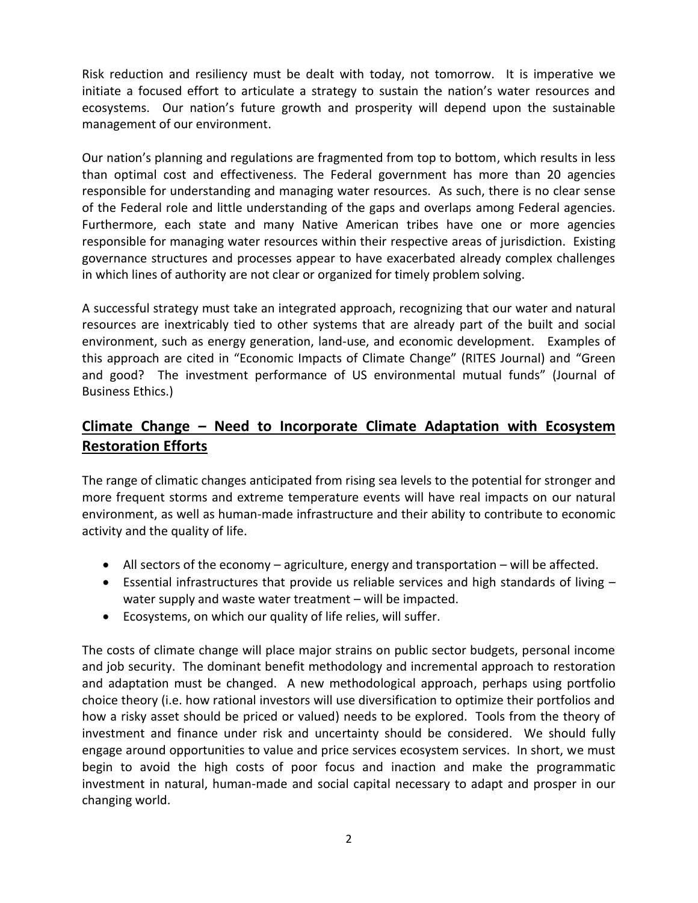Risk reduction and resiliency must be dealt with today, not tomorrow. It is imperative we initiate a focused effort to articulate a strategy to sustain the nation's water resources and ecosystems. Our nation's future growth and prosperity will depend upon the sustainable management of our environment.

Our nation's planning and regulations are fragmented from top to bottom, which results in less than optimal cost and effectiveness. The Federal government has more than 20 agencies responsible for understanding and managing water resources. As such, there is no clear sense of the Federal role and little understanding of the gaps and overlaps among Federal agencies. Furthermore, each state and many Native American tribes have one or more agencies responsible for managing water resources within their respective areas of jurisdiction. Existing governance structures and processes appear to have exacerbated already complex challenges in which lines of authority are not clear or organized for timely problem solving.

A successful strategy must take an integrated approach, recognizing that our water and natural resources are inextricably tied to other systems that are already part of the built and social environment, such as energy generation, land-use, and economic development. Examples of this approach are cited in "Economic Impacts of Climate Change" (RITES Journal) and "Green and good? The investment performance of US environmental mutual funds" (Journal of Business Ethics.)

## <u>Climate Change – Need to Incorporate Climate Adaptation with Ecosystem Restoration Efforts</u>

The range of climatic changes anticipated from rising sea levels to the potential for stronger and more frequent storms and extreme temperature events will have real impacts on our natural environment, as well as human-made infrastructure and their ability to contribute to economic activity and the quality of life.

- All sectors of the economy – agriculture, energy and transportation – will be affected.
- Essential infrastructures that provide us reliable services and high standards of living – water supply and waste water treatment – will be impacted.
- Ecosystems, on which our quality of life relies, will suffer.

The costs of climate change will place major strains on public sector budgets, personal income and job security. The dominant benefit methodology and incremental approach to restoration and adaptation must be changed. A new methodological approach, perhaps using portfolio choice theory (i.e. how rational investors will use diversification to optimize their portfolios and how a risky asset should be priced or valued) needs to be explored. Tools from the theory of investment and finance under risk and uncertainty should be considered. We should fully engage around opportunities to value and price services ecosystem services. In short, we must begin to avoid the high costs of poor focus and inaction and make the programmatic investment in natural, human-made and social capital necessary to adapt and prosper in our changing world.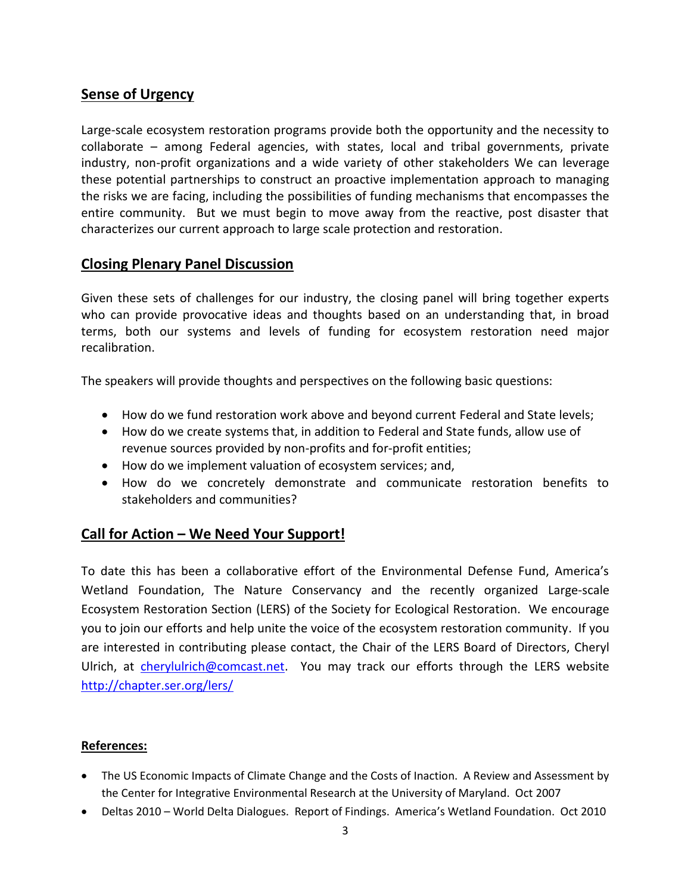## Sense of Urgency

Large-scale ecosystem restoration programs provide both the opportunity and the necessity to collaborate – among Federal agencies, with states, local and tribal governments, private industry, non-profit organizations and a wide variety of other stakeholders We can leverage these potential partnerships to construct an proactive implementation approach to managing the risks we are facing, including the possibilities of funding mechanisms that encompasses the entire community. But we must begin to move away from the reactive, post disaster that characterizes our current approach to large scale protection and restoration.

## Closing Plenary Panel Discussion

Given these sets of challenges for our industry, the closing panel will bring together experts who can provide provocative ideas and thoughts based on an understanding that, in broad terms, both our systems and levels of funding for ecosystem restoration need major recalibration.

The speakers will provide thoughts and perspectives on the following basic questions:

- How do we fund restoration work above and beyond current Federal and State levels;
- How do we create systems that, in addition to Federal and State funds, allow use of revenue sources provided by non-profits and for-profit entities;
- How do we implement valuation of ecosystem services; and,
- How do we concretely demonstrate and communicate restoration benefits to stakeholders and communities?

## Call for Action – We Need Your Support!

To date this has been a collaborative effort of the Environmental Defense Fund, America's Wetland Foundation, The Nature Conservancy and the recently organized Large-scale Ecosystem Restoration Section (LERS) of the Society for Ecological Restoration. We encourage you to join our efforts and help unite the voice of the ecosystem restoration community. If you are interested in contributing please contact, the Chair of the LERS Board of Directors, Cheryl Ulrich, at cherylulrich@comcast.net. You may track our efforts through the LERS website http://chapter.ser.org/lers/

**References:**

- The US Economic Impacts of Climate Change and the Costs of Inaction. A Review and Assessment by the Center for Integrative Environmental Research at the University of Maryland. Oct 2007
- Deltas 2010 – World Delta Dialogues. Report of Findings. America's Wetland Foundation. Oct 2010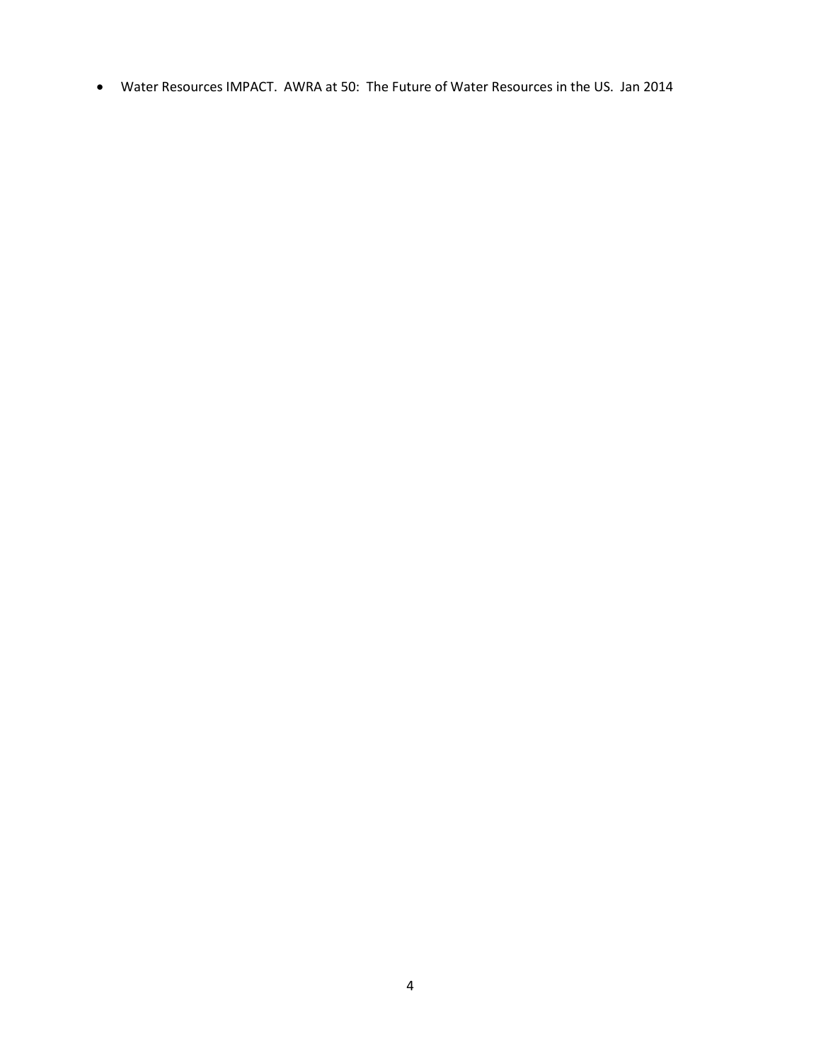- Water Resources IMPACT. AWRA at 50: The Future of Water Resources in the US. Jan 2014